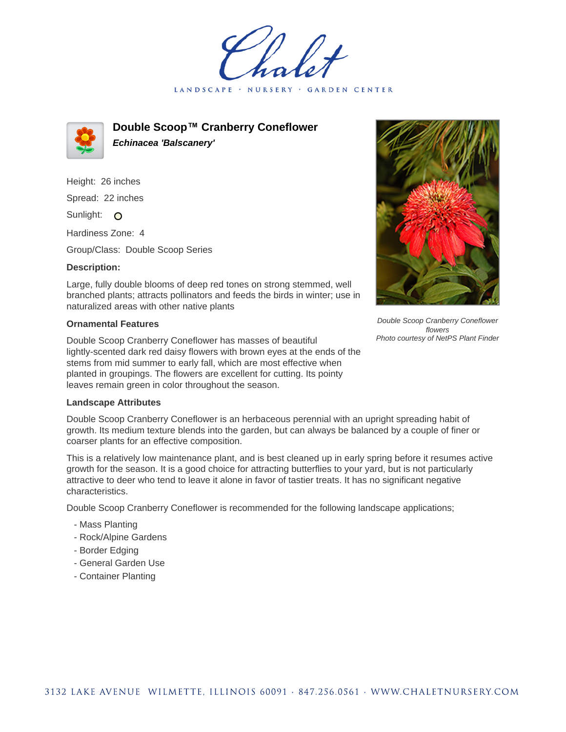# Double Scoop™ Cranberry Coneflower

***Echinacea 'Balscanery'***

Height: 26 inches

Spread: 22 inches

Sunlight: 

Hardiness Zone: 4

Group/Class: Double Scoop Series

**Description:**

Large, fully double blooms of deep red tones on strong stemmed, well branched plants; attracts pollinators and feeds the birds in winter; use in naturalized areas with other native plants

*Double Scoop Cranberry Coneflower flowers*
*Photo courtesy of NetPS Plant Finder*

### Ornamental Features

Double Scoop Cranberry Coneflower has masses of beautiful lightly-scented dark red daisy flowers with brown eyes at the ends of the stems from mid summer to early fall, which are most effective when planted in groupings. The flowers are excellent for cutting. Its pointy leaves remain green in color throughout the season.

### Landscape Attributes

Double Scoop Cranberry Coneflower is an herbaceous perennial with an upright spreading habit of growth. Its medium texture blends into the garden, but can always be balanced by a couple of finer or coarser plants for an effective composition.

This is a relatively low maintenance plant, and is best cleaned up in early spring before it resumes active growth for the season. It is a good choice for attracting butterflies to your yard, but is not particularly attractive to deer who tend to leave it alone in favor of tastier treats. It has no significant negative characteristics.

Double Scoop Cranberry Coneflower is recommended for the following landscape applications;

- Mass Planting
- Rock/Alpine Gardens
- Border Edging
- General Garden Use
- Container Planting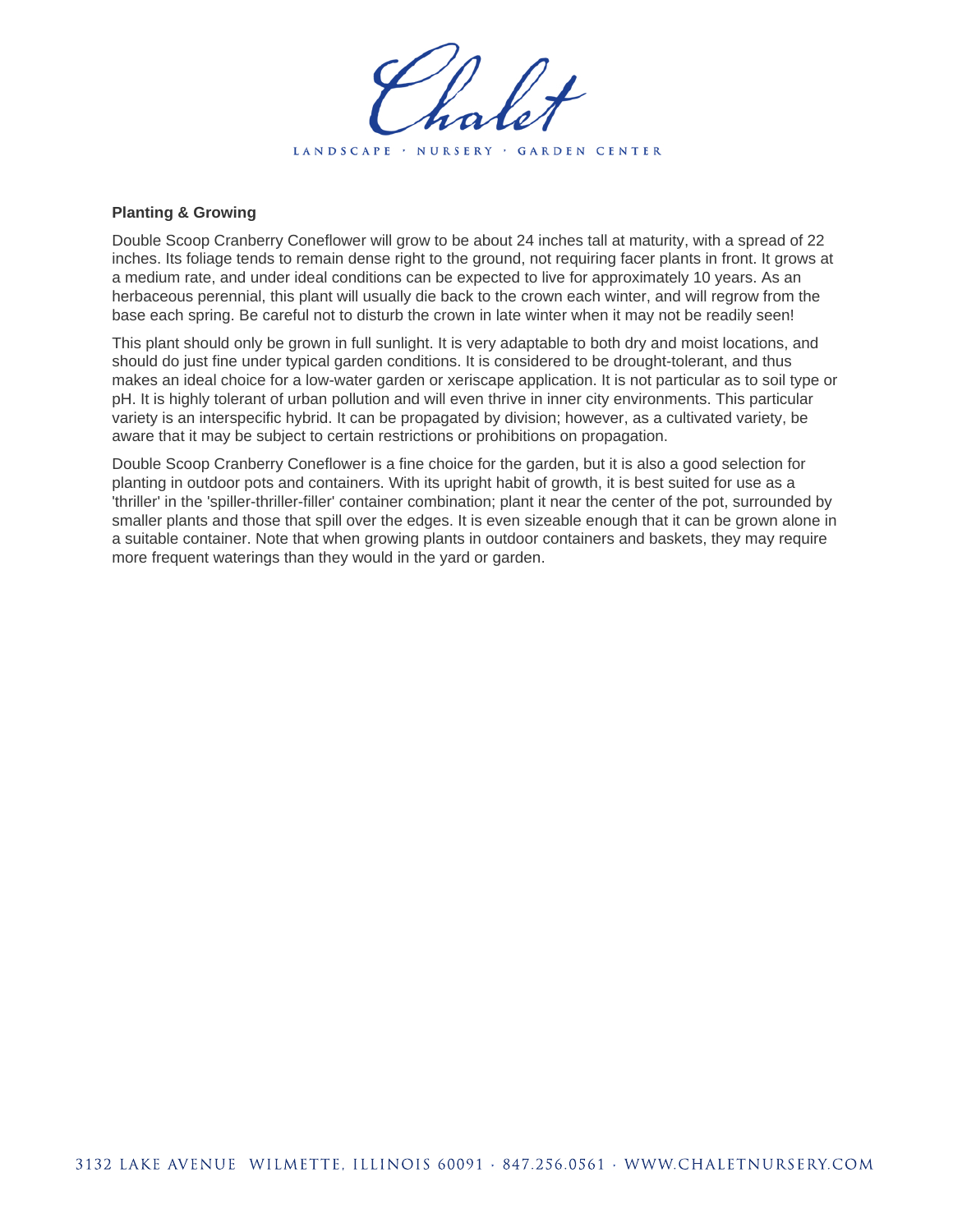**Planting & Growing**

Double Scoop Cranberry Coneflower will grow to be about 24 inches tall at maturity, with a spread of 22 inches. Its foliage tends to remain dense right to the ground, not requiring facer plants in front. It grows at a medium rate, and under ideal conditions can be expected to live for approximately 10 years. As an herbaceous perennial, this plant will usually die back to the crown each winter, and will regrow from the base each spring. Be careful not to disturb the crown in late winter when it may not be readily seen!

This plant should only be grown in full sunlight. It is very adaptable to both dry and moist locations, and should do just fine under typical garden conditions. It is considered to be drought-tolerant, and thus makes an ideal choice for a low-water garden or xeriscape application. It is not particular as to soil type or pH. It is highly tolerant of urban pollution and will even thrive in inner city environments. This particular variety is an interspecific hybrid. It can be propagated by division; however, as a cultivated variety, be aware that it may be subject to certain restrictions or prohibitions on propagation.

Double Scoop Cranberry Coneflower is a fine choice for the garden, but it is also a good selection for planting in outdoor pots and containers. With its upright habit of growth, it is best suited for use as a 'thriller' in the 'spiller-thriller-filler' container combination; plant it near the center of the pot, surrounded by smaller plants and those that spill over the edges. It is even sizeable enough that it can be grown alone in a suitable container. Note that when growing plants in outdoor containers and baskets, they may require more frequent waterings than they would in the yard or garden.